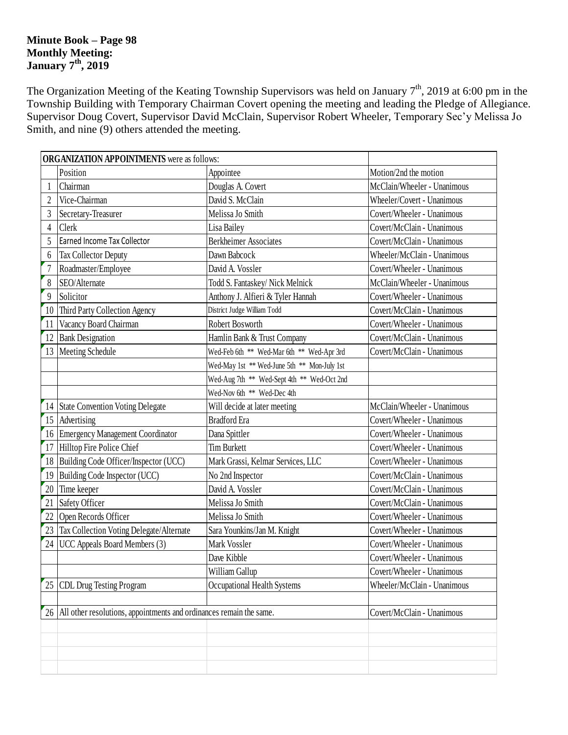**Minute Book – Page 98**
**Monthly Meeting:**
**January 7th, 2019**

The Organization Meeting of the Keating Township Supervisors was held on January 7th, 2019 at 6:00 pm in the Township Building with Temporary Chairman Covert opening the meeting and leading the Pledge of Allegiance. Supervisor Doug Covert, Supervisor David McClain, Supervisor Robert Wheeler, Temporary Sec'y Melissa Jo Smith, and nine (9) others attended the meeting.

| **ORGANIZATION APPOINTMENTS** were as follows: | | | |
|---|---|---|---|
| | Position | Appointee | Motion/2nd the motion |
| 1 | Chairman | Douglas A. Covert | McClain/Wheeler - Unanimous |
| 2 | Vice-Chairman | David S. McClain | Wheeler/Covert - Unanimous |
| 3 | Secretary-Treasurer | Melissa Jo Smith | Covert/Wheeler - Unanimous |
| 4 | Clerk | Lisa Bailey | Covert/McClain - Unanimous |
| 5 | Earned Income Tax Collector | Berkheimer Associates | Covert/McClain - Unanimous |
| 6 | Tax Collector Deputy | Dawn Babcock | Wheeler/McClain - Unanimous |
| 7 | Roadmaster/Employee | David A. Vossler | Covert/Wheeler - Unanimous |
| 8 | SEO/Alternate | Todd S. Fantaskey/ Nick Melnick | McClain/Wheeler - Unanimous |
| 9 | Solicitor | Anthony J. Alfieri & Tyler Hannah | Covert/Wheeler - Unanimous |
| 10 | Third Party Collection Agency | District Judge William Todd | Covert/McClain - Unanimous |
| 11 | Vacancy Board Chairman | Robert Bosworth | Covert/Wheeler - Unanimous |
| 12 | Bank Designation | Hamlin Bank & Trust Company | Covert/McClain - Unanimous |
| 13 | Meeting Schedule | Wed-Feb 6th ** Wed-Mar 6th ** Wed-Apr 3rd | Covert/McClain - Unanimous |
| | | Wed-May 1st ** Wed-June 5th ** Mon-July 1st | |
| | | Wed-Aug 7th ** Wed-Sept 4th ** Wed-Oct 2nd | |
| | | Wed-Nov 6th ** Wed-Dec 4th | |
| 14 | State Convention Voting Delegate | Will decide at later meeting | McClain/Wheeler - Unanimous |
| 15 | Advertising | Bradford Era | Covert/Wheeler - Unanimous |
| 16 | Emergency Management Coordinator | Dana Spittler | Covert/Wheeler - Unanimous |
| 17 | Hilltop Fire Police Chief | Tim Burkett | Covert/Wheeler - Unanimous |
| 18 | Building Code Officer/Inspector (UCC) | Mark Grassi, Kelmar Services, LLC | Covert/Wheeler - Unanimous |
| 19 | Building Code Inspector (UCC) | No 2nd Inspector | Covert/McClain - Unanimous |
| 20 | Time keeper | David A. Vossler | Covert/McClain - Unanimous |
| 21 | Safety Officer | Melissa Jo Smith | Covert/McClain - Unanimous |
| 22 | Open Records Officer | Melissa Jo Smith | Covert/Wheeler - Unanimous |
| 23 | Tax Collection Voting Delegate/Alternate | Sara Younkins/Jan M. Knight | Covert/Wheeler - Unanimous |
| 24 | UCC Appeals Board Members (3) | Mark Vossler | Covert/Wheeler - Unanimous |
| | | Dave Kibble | Covert/Wheeler - Unanimous |
| | | William Gallup | Covert/Wheeler - Unanimous |
| 25 | CDL Drug Testing Program | Occupational Health Systems | Wheeler/McClain - Unanimous |
| | | | |
| 26 | All other resolutions, appointments and ordinances remain the same. | | Covert/McClain - Unanimous |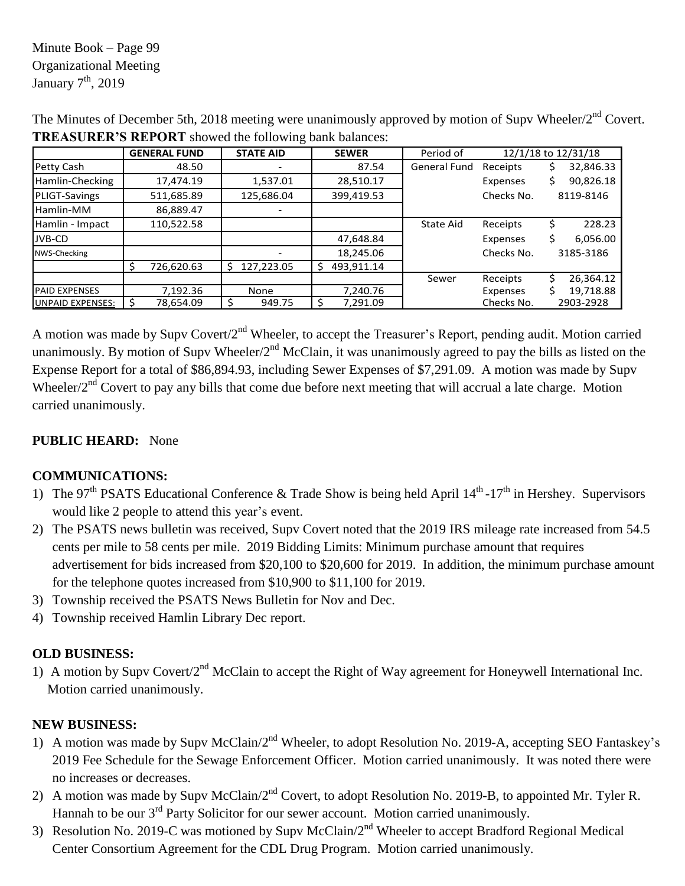Minute Book – Page 99
Organizational Meeting
January 7th, 2019

The Minutes of December 5th, 2018 meeting were unanimously approved by motion of Supv Wheeler/2nd Covert.
**TREASURER'S REPORT** showed the following bank balances:

| | GENERAL FUND | STATE AID | SEWER | Period of | 12/1/18 to 12/31/18 | |
|---|---|---|---|---|---|---|
| Petty Cash | 48.50 | - | 87.54 | General Fund | Receipts | $ 32,846.33 |
| Hamlin-Checking | 17,474.19 | 1,537.01 | 28,510.17 | | Expenses | $ 90,826.18 |
| PLIGT-Savings | 511,685.89 | 125,686.04 | 399,419.53 | | Checks No. | 8119-8146 |
| Hamlin-MM | 86,889.47 | - | | | | |
| Hamlin - Impact | 110,522.58 | | | State Aid | Receipts | $ 228.23 |
| JVB-CD | | | 47,648.84 | | Expenses | $ 6,056.00 |
| NWS-Checking | | - | 18,245.06 | | Checks No. | 3185-3186 |
| | $ 726,620.63 | $ 127,223.05 | $ 493,911.14 | | | |
| | | | | Sewer | Receipts | $ 26,364.12 |
| PAID EXPENSES | 7,192.36 | None | 7,240.76 | | Expenses | $ 19,718.88 |
| UNPAID EXPENSES: | $ 78,654.09 | $ 949.75 | $ 7,291.09 | | Checks No. | 2903-2928 |

A motion was made by Supv Covert/2nd Wheeler, to accept the Treasurer's Report, pending audit. Motion carried unanimously. By motion of Supv Wheeler/2nd McClain, it was unanimously agreed to pay the bills as listed on the Expense Report for a total of $86,894.93, including Sewer Expenses of $7,291.09. A motion was made by Supv Wheeler/2nd Covert to pay any bills that come due before next meeting that will accrual a late charge. Motion carried unanimously.

**PUBLIC HEARD:** None

**COMMUNICATIONS:**

1) The 97th PSATS Educational Conference & Trade Show is being held April 14th -17th in Hershey. Supervisors would like 2 people to attend this year's event.
2) The PSATS news bulletin was received, Supv Covert noted that the 2019 IRS mileage rate increased from 54.5 cents per mile to 58 cents per mile. 2019 Bidding Limits: Minimum purchase amount that requires advertisement for bids increased from $20,100 to $20,600 for 2019. In addition, the minimum purchase amount for the telephone quotes increased from $10,900 to $11,100 for 2019.
3) Township received the PSATS News Bulletin for Nov and Dec.
4) Township received Hamlin Library Dec report.

**OLD BUSINESS:**

1) A motion by Supv Covert/2nd McClain to accept the Right of Way agreement for Honeywell International Inc. Motion carried unanimously.

**NEW BUSINESS:**

1) A motion was made by Supv McClain/2nd Wheeler, to adopt Resolution No. 2019-A, accepting SEO Fantaskey's 2019 Fee Schedule for the Sewage Enforcement Officer. Motion carried unanimously. It was noted there were no increases or decreases.
2) A motion was made by Supv McClain/2nd Covert, to adopt Resolution No. 2019-B, to appointed Mr. Tyler R. Hannah to be our 3rd Party Solicitor for our sewer account. Motion carried unanimously.
3) Resolution No. 2019-C was motioned by Supv McClain/2nd Wheeler to accept Bradford Regional Medical Center Consortium Agreement for the CDL Drug Program. Motion carried unanimously.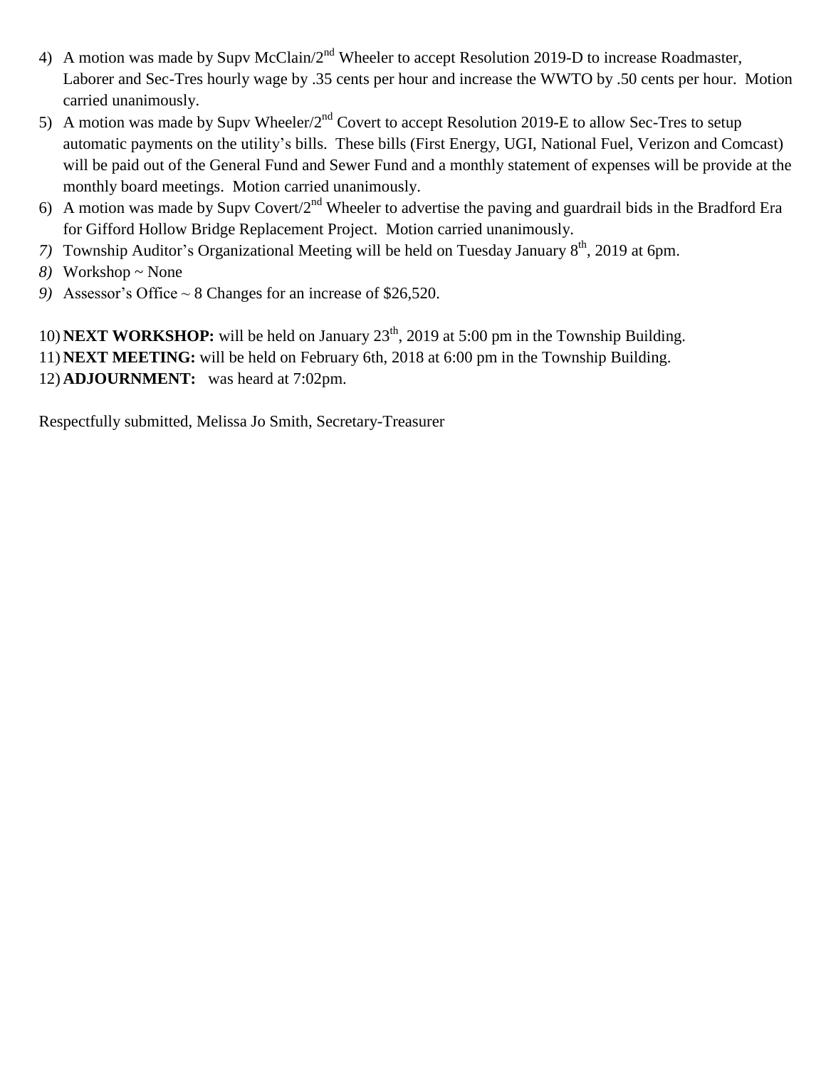4) A motion was made by Supv McClain/2nd Wheeler to accept Resolution 2019-D to increase Roadmaster, Laborer and Sec-Tres hourly wage by .35 cents per hour and increase the WWTO by .50 cents per hour. Motion carried unanimously.
5) A motion was made by Supv Wheeler/2nd Covert to accept Resolution 2019-E to allow Sec-Tres to setup automatic payments on the utility's bills. These bills (First Energy, UGI, National Fuel, Verizon and Comcast) will be paid out of the General Fund and Sewer Fund and a monthly statement of expenses will be provide at the monthly board meetings. Motion carried unanimously.
6) A motion was made by Supv Covert/2nd Wheeler to advertise the paving and guardrail bids in the Bradford Era for Gifford Hollow Bridge Replacement Project. Motion carried unanimously.
7) Township Auditor's Organizational Meeting will be held on Tuesday January 8th, 2019 at 6pm.
8) Workshop ~ None
9) Assessor's Office ~ 8 Changes for an increase of $26,520.

10) **NEXT WORKSHOP:** will be held on January 23th, 2019 at 5:00 pm in the Township Building.
11) **NEXT MEETING:** will be held on February 6th, 2018 at 6:00 pm in the Township Building.
12) **ADJOURNMENT:** was heard at 7:02pm.

Respectfully submitted, Melissa Jo Smith, Secretary-Treasurer